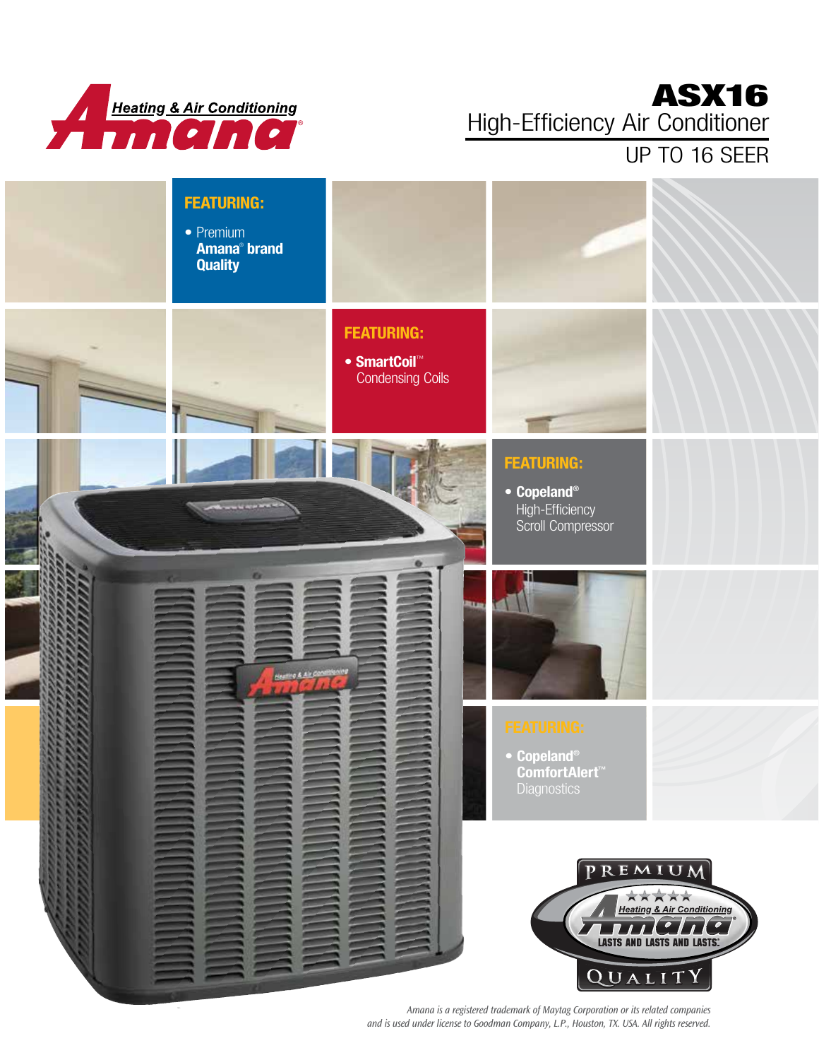Amana® Heating & Air Conditioning

# ASX16

## High-Efficiency Air Conditioner

UP TO 16 SEER

**FEATURING:**

- Premium **Amana® brand Quality**

**FEATURING:**

- **SmartCoil™** Condensing Coils

**FEATURING:**

- **Copeland®** High-Efficiency Scroll Compressor

**FEATURING:**

- **Copeland® ComfortAlert™** Diagnostics

PREMIUM Amana® Heating & Air Conditioning LASTS AND LASTS AND LASTS.® QUALITY

*Amana is a registered trademark of Maytag Corporation or its related companies and is used under license to Goodman Company, L.P., Houston, TX. USA. All rights reserved.*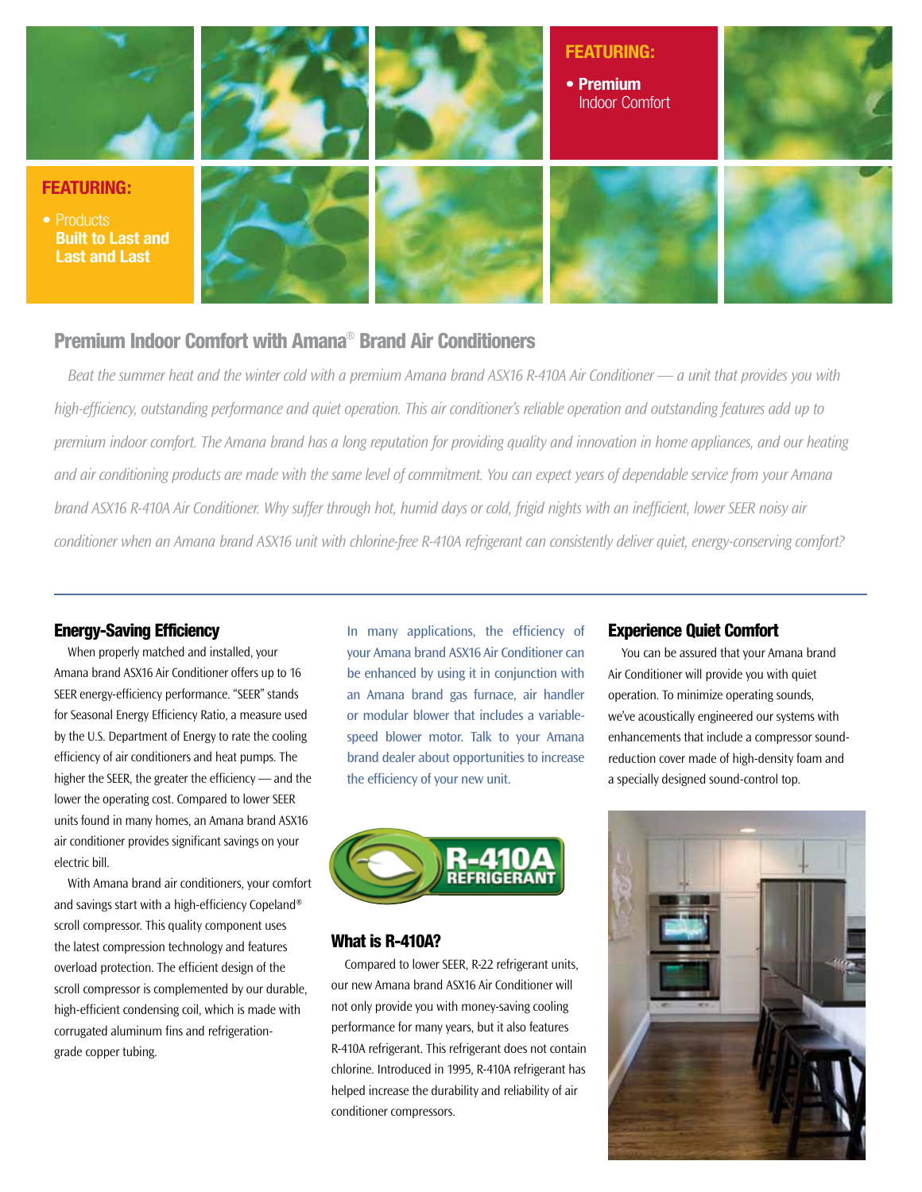**FEATURING:**

- **Premium** Indoor Comfort

**FEATURING:**

- Products **Built to Last and Last and Last**

## Premium Indoor Comfort with Amana® Brand Air Conditioners

*Beat the summer heat and the winter cold with a premium Amana brand ASX16 R-410A Air Conditioner — a unit that provides you with high-efficiency, outstanding performance and quiet operation. This air conditioner's reliable operation and outstanding features add up to premium indoor comfort. The Amana brand has a long reputation for providing quality and innovation in home appliances, and our heating and air conditioning products are made with the same level of commitment. You can expect years of dependable service from your Amana brand ASX16 R-410A Air Conditioner. Why suffer through hot, humid days or cold, frigid nights with an inefficient, lower SEER noisy air conditioner when an Amana brand ASX16 unit with chlorine-free R-410A refrigerant can consistently deliver quiet, energy-conserving comfort?*

### Energy-Saving Efficiency

When properly matched and installed, your Amana brand ASX16 Air Conditioner offers up to 16 SEER energy-efficiency performance. "SEER" stands for Seasonal Energy Efficiency Ratio, a measure used by the U.S. Department of Energy to rate the cooling efficiency of air conditioners and heat pumps. The higher the SEER, the greater the efficiency — and the lower the operating cost. Compared to lower SEER units found in many homes, an Amana brand ASX16 air conditioner provides significant savings on your electric bill.

With Amana brand air conditioners, your comfort and savings start with a high-efficiency Copeland® scroll compressor. This quality component uses the latest compression technology and features overload protection. The efficient design of the scroll compressor is complemented by our durable, high-efficient condensing coil, which is made with corrugated aluminum fins and refrigeration-grade copper tubing.

In many applications, the efficiency of your Amana brand ASX16 Air Conditioner can be enhanced by using it in conjunction with an Amana brand gas furnace, air handler or modular blower that includes a variable-speed blower motor. Talk to your Amana brand dealer about opportunities to increase the efficiency of your new unit.

R-410A REFRIGERANT

### What is R-410A?

Compared to lower SEER, R-22 refrigerant units, our new Amana brand ASX16 Air Conditioner will not only provide you with money-saving cooling performance for many years, but it also features R-410A refrigerant. This refrigerant does not contain chlorine. Introduced in 1995, R-410A refrigerant has helped increase the durability and reliability of air conditioner compressors.

### Experience Quiet Comfort

You can be assured that your Amana brand Air Conditioner will provide you with quiet operation. To minimize operating sounds, we've acoustically engineered our systems with enhancements that include a compressor sound-reduction cover made of high-density foam and a specially designed sound-control top.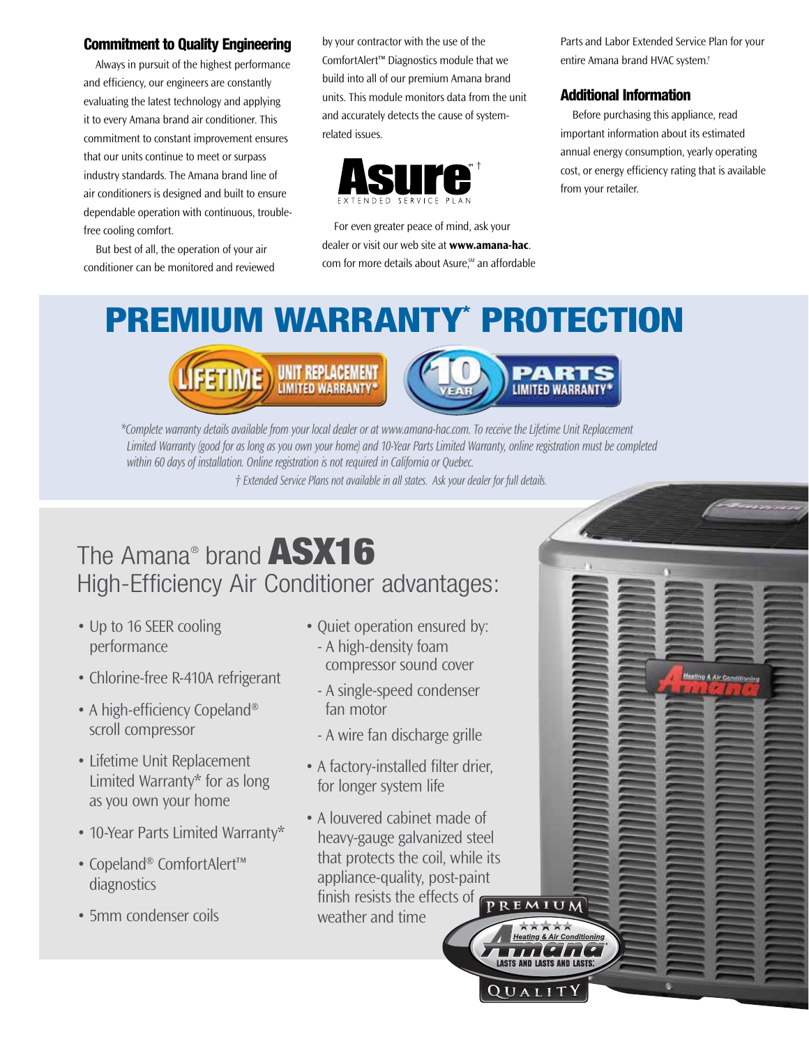## Commitment to Quality Engineering

Always in pursuit of the highest performance and efficiency, our engineers are constantly evaluating the latest technology and applying it to every Amana brand air conditioner. This commitment to constant improvement ensures that our units continue to meet or surpass industry standards. The Amana brand line of air conditioners is designed and built to ensure dependable operation with continuous, trouble-free cooling comfort.

But best of all, the operation of your air conditioner can be monitored and reviewed by your contractor with the use of the ComfortAlert™ Diagnostics module that we build into all of our premium Amana brand units. This module monitors data from the unit and accurately detects the cause of system-related issues.

**Asure**℠ †
EXTENDED SERVICE PLAN

For even greater peace of mind, ask your dealer or visit our web site at **www.amana-hac.com** for more details about Asure,℠ an affordable Parts and Labor Extended Service Plan for your entire Amana brand HVAC system.†

## Additional Information

Before purchasing this appliance, read important information about its estimated annual energy consumption, yearly operating cost, or energy efficiency rating that is available from your retailer.

# PREMIUM WARRANTY* PROTECTION

LIFETIME UNIT REPLACEMENT LIMITED WARRANTY*

10 YEAR PARTS LIMITED WARRANTY*

*\*Complete warranty details available from your local dealer or at www.amana-hac.com. To receive the Lifetime Unit Replacement Limited Warranty (good for as long as you own your home) and 10-Year Parts Limited Warranty, online registration must be completed within 60 days of installation. Online registration is not required in California or Quebec.*

*† Extended Service Plans not available in all states. Ask your dealer for full details.*

## The Amana® brand **ASX16** High-Efficiency Air Conditioner advantages:

- Up to 16 SEER cooling performance
- Chlorine-free R-410A refrigerant
- A high-efficiency Copeland® scroll compressor
- Lifetime Unit Replacement Limited Warranty* for as long as you own your home
- 10-Year Parts Limited Warranty*
- Copeland® ComfortAlert™ diagnostics
- 5mm condenser coils
- Quiet operation ensured by:
  - A high-density foam compressor sound cover
  - A single-speed condenser fan motor
  - A wire fan discharge grille
- A factory-installed filter drier, for longer system life
- A louvered cabinet made of heavy-gauge galvanized steel that protects the coil, while its appliance-quality, post-paint finish resists the effects of weather and time

PREMIUM
Amana Heating & Air Conditioning
LASTS AND LASTS AND LASTS.
QUALITY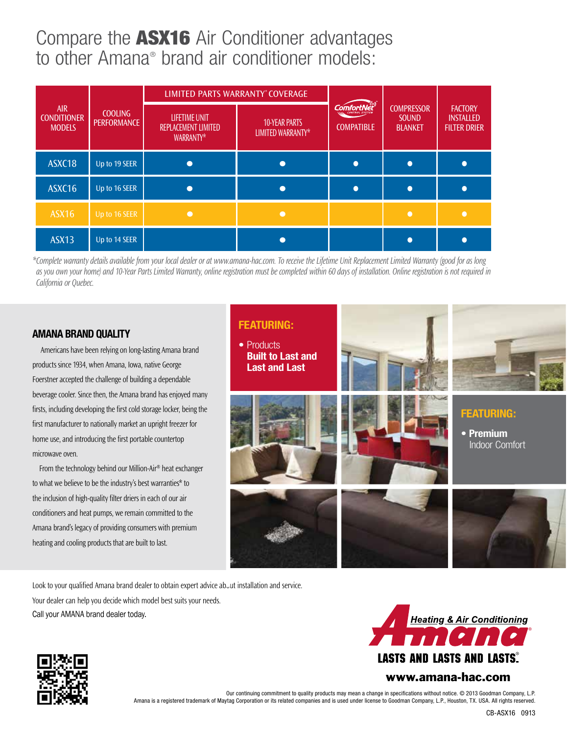# Compare the **ASX16** Air Conditioner advantages to other Amana® brand air conditioner models:

| AIR CONDITIONER MODELS | COOLING PERFORMANCE | LIMITED PARTS WARRANTY* COVERAGE | | ComfortNet COMPATIBLE | COMPRESSOR SOUND BLANKET | FACTORY INSTALLED FILTER DRIER |
|---|---|---|---|---|---|---|
| | | LIFETIME UNIT REPLACEMENT LIMITED WARRANTY* | 10-YEAR PARTS LIMITED WARRANTY* | | | |
| ASXC18 | Up to 19 SEER | ● | ● | ● | ● | ● |
| ASXC16 | Up to 16 SEER | ● | ● | ● | ● | ● |
| ASX16 | Up to 16 SEER | ● | ● | | ● | ● |
| ASX13 | Up to 14 SEER | | ● | | ● | ● |

*Complete warranty details available from your local dealer or at www.amana-hac.com. To receive the Lifetime Unit Replacement Limited Warranty (good for as long as you own your home) and 10-Year Parts Limited Warranty, online registration must be completed within 60 days of installation. Online registration is not required in California or Quebec.*

## AMANA BRAND QUALITY

Americans have been relying on long-lasting Amana brand products since 1934, when Amana, Iowa, native George Foerstner accepted the challenge of building a dependable beverage cooler. Since then, the Amana brand has enjoyed many firsts, including developing the first cold storage locker, being the first manufacturer to nationally market an upright freezer for home use, and introducing the first portable countertop microwave oven.

From the technology behind our Million-Air® heat exchanger to what we believe to be the industry's best warranties* to the inclusion of high-quality filter driers in each of our air conditioners and heat pumps, we remain committed to the Amana brand's legacy of providing consumers with premium heating and cooling products that are built to last.

**FEATURING:**

- Products **Built to Last and Last and Last**

**FEATURING:**

- **Premium** Indoor Comfort

Look to your qualified Amana brand dealer to obtain expert advice about installation and service.

Your dealer can help you decide which model best suits your needs.

Call your AMANA brand dealer today.

Heating & Air Conditioning Amana®

LASTS AND LASTS AND LASTS.®

**www.amana-hac.com**

Our continuing commitment to quality products may mean a change in specifications without notice. © 2013 Goodman Company, L.P.
Amana is a registered trademark of Maytag Corporation or its related companies and is used under license to Goodman Company, L.P., Houston, TX. USA. All rights reserved.

CB-ASX16 0913